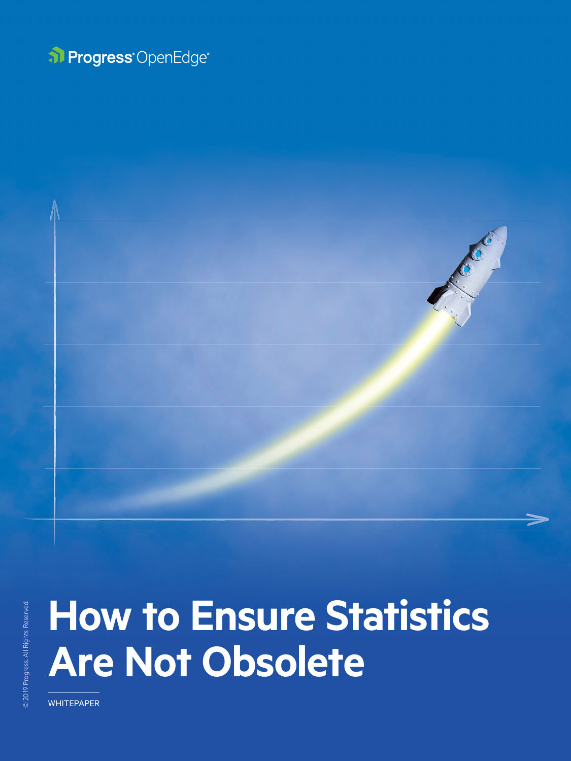Progress® OpenEdge®

# How to Ensure Statistics Are Not Obsolete

WHITEPAPER

© 2019 Progress. All Rights Reserved.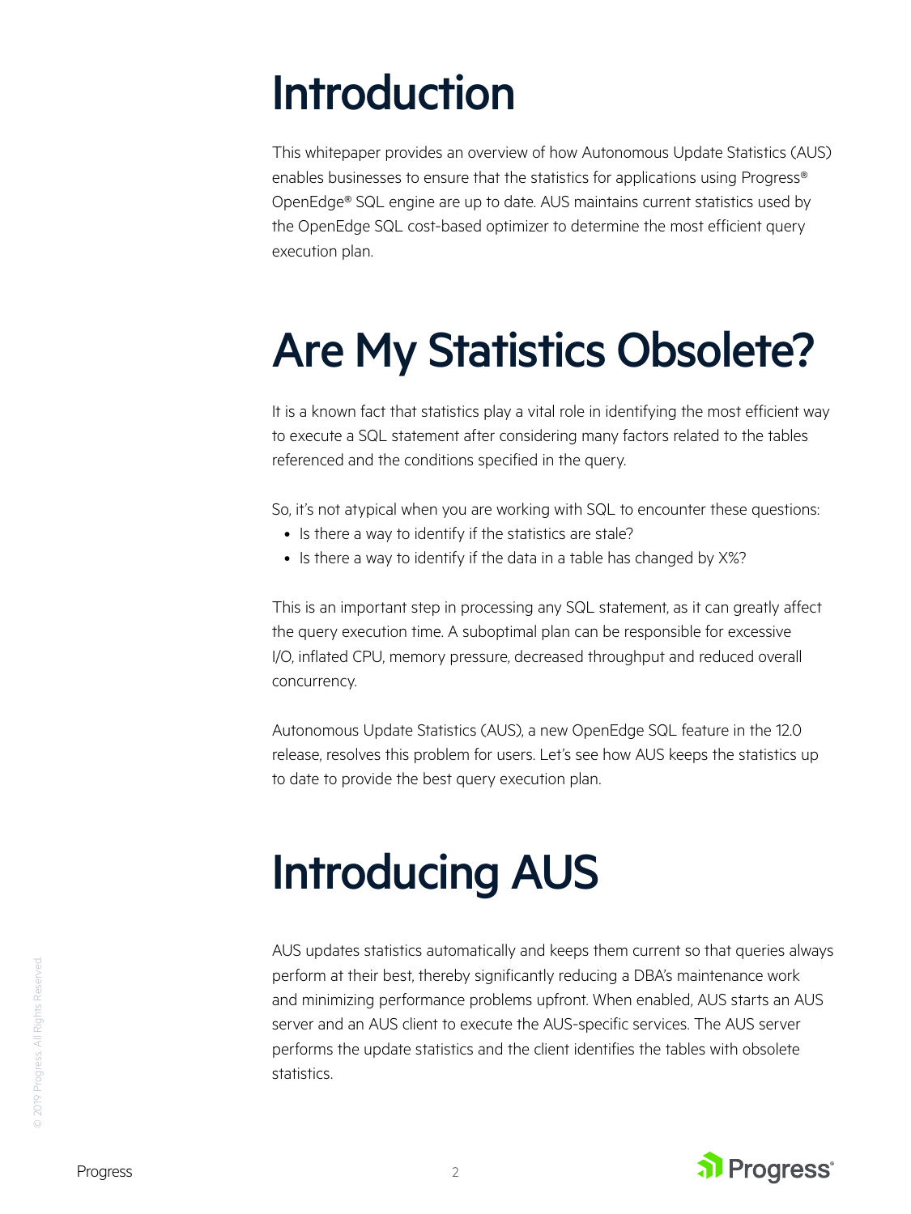# Introduction

This whitepaper provides an overview of how Autonomous Update Statistics (AUS) enables businesses to ensure that the statistics for applications using Progress® OpenEdge® SQL engine are up to date. AUS maintains current statistics used by the OpenEdge SQL cost-based optimizer to determine the most efficient query execution plan.

# Are My Statistics Obsolete?

It is a known fact that statistics play a vital role in identifying the most efficient way to execute a SQL statement after considering many factors related to the tables referenced and the conditions specified in the query.

So, it's not atypical when you are working with SQL to encounter these questions:

- Is there a way to identify if the statistics are stale?
- Is there a way to identify if the data in a table has changed by X%?

This is an important step in processing any SQL statement, as it can greatly affect the query execution time. A suboptimal plan can be responsible for excessive I/O, inflated CPU, memory pressure, decreased throughput and reduced overall concurrency.

Autonomous Update Statistics (AUS), a new OpenEdge SQL feature in the 12.0 release, resolves this problem for users. Let's see how AUS keeps the statistics up to date to provide the best query execution plan.

# Introducing AUS

AUS updates statistics automatically and keeps them current so that queries always perform at their best, thereby significantly reducing a DBA's maintenance work and minimizing performance problems upfront. When enabled, AUS starts an AUS server and an AUS client to execute the AUS-specific services. The AUS server performs the update statistics and the client identifies the tables with obsolete statistics.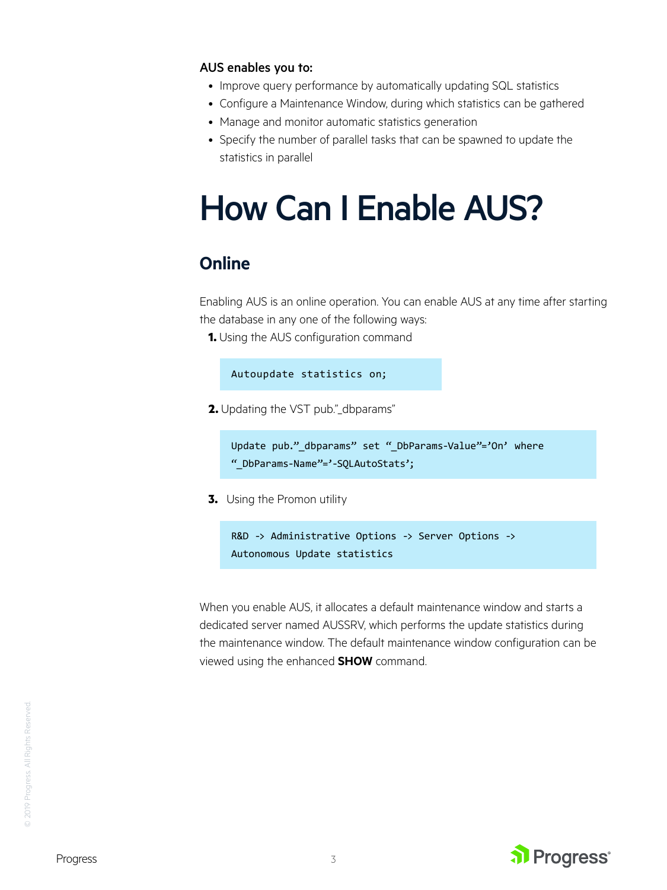**AUS enables you to:**

- Improve query performance by automatically updating SQL statistics
- Configure a Maintenance Window, during which statistics can be gathered
- Manage and monitor automatic statistics generation
- Specify the number of parallel tasks that can be spawned to update the statistics in parallel

# How Can I Enable AUS?

## Online

Enabling AUS is an online operation. You can enable AUS at any time after starting the database in any one of the following ways:

1. Using the AUS configuration command

```
Autoupdate statistics on;
```

2. Updating the VST pub."_dbparams"

```
Update pub."_dbparams" set "_DbParams-Value"='On' where
"_DbParams-Name"='-SQLAutoStats';
```

3. Using the Promon utility

```
R&D -> Administrative Options -> Server Options ->
Autonomous Update statistics
```

When you enable AUS, it allocates a default maintenance window and starts a dedicated server named AUSSRV, which performs the update statistics during the maintenance window. The default maintenance window configuration can be viewed using the enhanced **SHOW** command.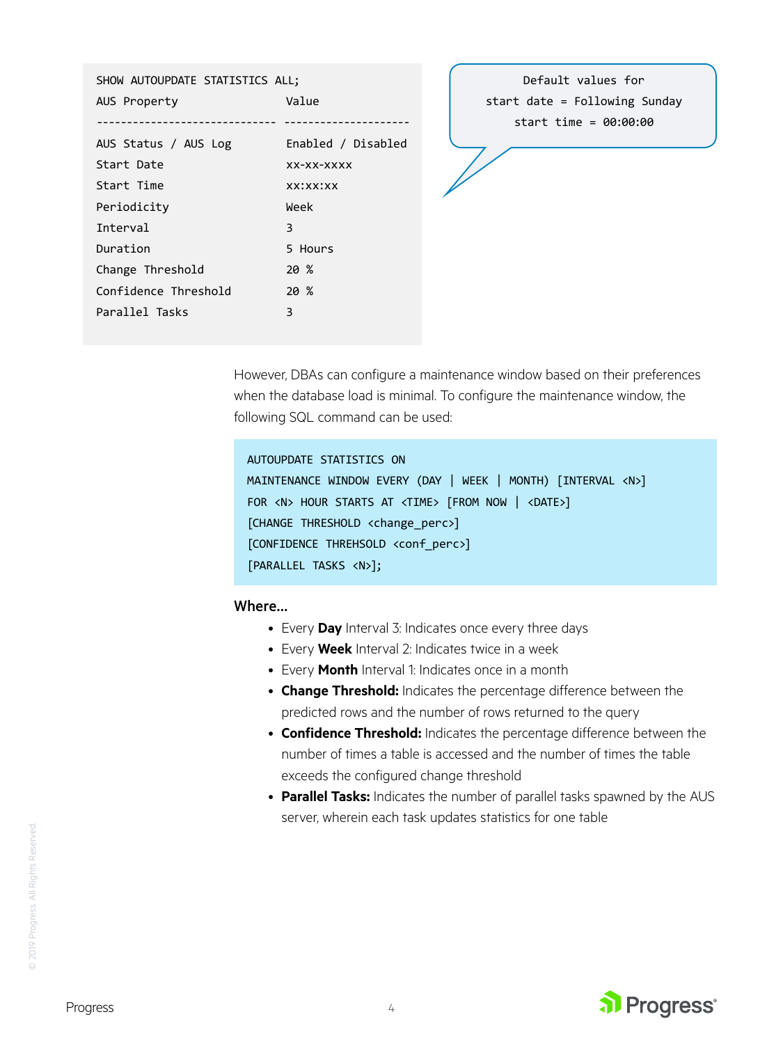```
SHOW AUTOUPDATE STATISTICS ALL;
AUS Property                   Value
-----------------------------  --------------------
AUS Status / AUS Log           Enabled / Disabled
Start Date                     xx-xx-xxxx
Start Time                     xx:xx:xx
Periodicity                    Week
Interval                       3
Duration                       5 Hours
Change Threshold               20 %
Confidence Threshold           20 %
Parallel Tasks                 3
```

```
Default values for
start date = Following Sunday
start time = 00:00:00
```

However, DBAs can configure a maintenance window based on their preferences when the database load is minimal. To configure the maintenance window, the following SQL command can be used:

```
AUTOUPDATE STATISTICS ON
MAINTENANCE WINDOW EVERY (DAY | WEEK | MONTH) [INTERVAL <N>]
FOR <N> HOUR STARTS AT <TIME> [FROM NOW | <DATE>]
[CHANGE THRESHOLD <change_perc>]
[CONFIDENCE THREHSOLD <conf_perc>]
[PARALLEL TASKS <N>];
```

**Where...**

- Every **Day** Interval 3: Indicates once every three days
- Every **Week** Interval 2: Indicates twice in a week
- Every **Month** Interval 1: Indicates once in a month
- **Change Threshold:** Indicates the percentage difference between the predicted rows and the number of rows returned to the query
- **Confidence Threshold:** Indicates the percentage difference between the number of times a table is accessed and the number of times the table exceeds the configured change threshold
- **Parallel Tasks:** Indicates the number of parallel tasks spawned by the AUS server, wherein each task updates statistics for one table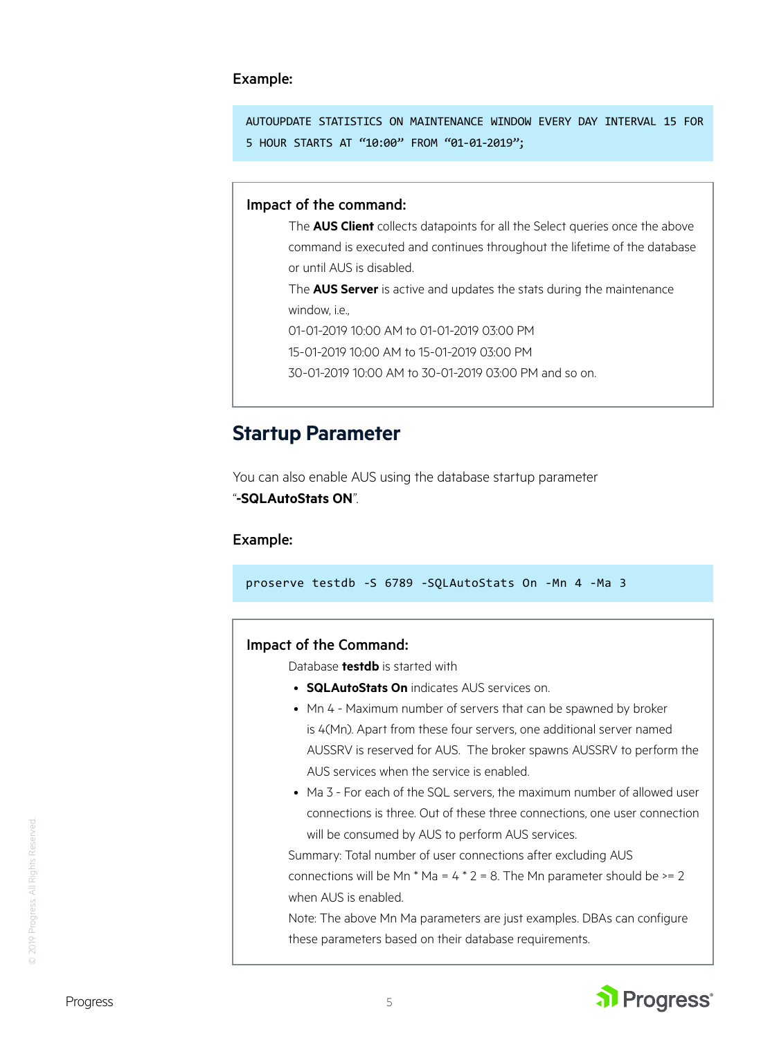**Example:**

```
AUTOUPDATE STATISTICS ON MAINTENANCE WINDOW EVERY DAY INTERVAL 15 FOR
5 HOUR STARTS AT “10:00” FROM “01-01-2019”;
```

**Impact of the command:**

The **AUS Client** collects datapoints for all the Select queries once the above command is executed and continues throughout the lifetime of the database or until AUS is disabled.

The **AUS Server** is active and updates the stats during the maintenance window, i.e.,

01-01-2019 10:00 AM to 01-01-2019 03:00 PM

15-01-2019 10:00 AM to 15-01-2019 03:00 PM

30-01-2019 10:00 AM to 30-01-2019 03:00 PM and so on.

## Startup Parameter

You can also enable AUS using the database startup parameter “**-SQLAutoStats ON**”.

**Example:**

```
proserve testdb -S 6789 -SQLAutoStats On -Mn 4 -Ma 3
```

**Impact of the Command:**

Database **testdb** is started with

- **SQLAutoStats On** indicates AUS services on.
- Mn 4 - Maximum number of servers that can be spawned by broker is 4(Mn). Apart from these four servers, one additional server named AUSSRV is reserved for AUS. The broker spawns AUSSRV to perform the AUS services when the service is enabled.
- Ma 3 - For each of the SQL servers, the maximum number of allowed user connections is three. Out of these three connections, one user connection will be consumed by AUS to perform AUS services.

Summary: Total number of user connections after excluding AUS connections will be Mn * Ma = 4 * 2 = 8. The Mn parameter should be >= 2 when AUS is enabled.

Note: The above Mn Ma parameters are just examples. DBAs can configure these parameters based on their database requirements.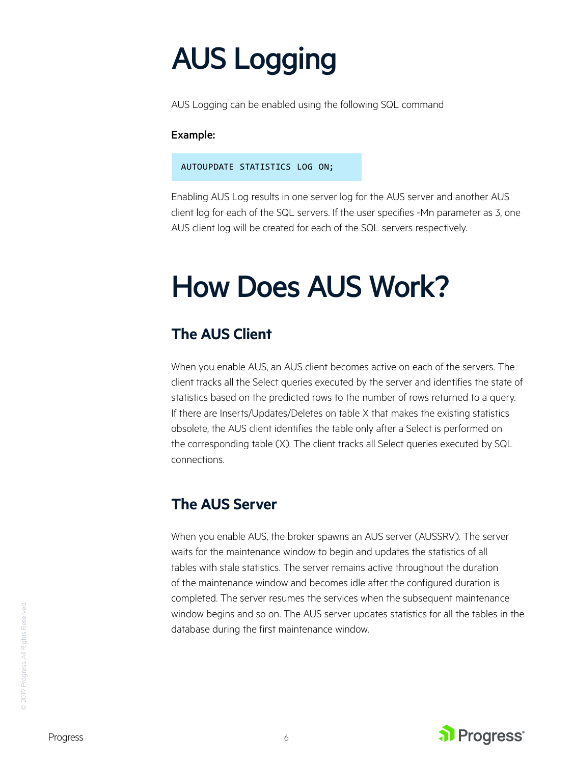# AUS Logging

AUS Logging can be enabled using the following SQL command

**Example:**

```
AUTOUPDATE STATISTICS LOG ON;
```

Enabling AUS Log results in one server log for the AUS server and another AUS client log for each of the SQL servers. If the user specifies -Mn parameter as 3, one AUS client log will be created for each of the SQL servers respectively.

# How Does AUS Work?

## The AUS Client

When you enable AUS, an AUS client becomes active on each of the servers. The client tracks all the Select queries executed by the server and identifies the state of statistics based on the predicted rows to the number of rows returned to a query. If there are Inserts/Updates/Deletes on table X that makes the existing statistics obsolete, the AUS client identifies the table only after a Select is performed on the corresponding table (X). The client tracks all Select queries executed by SQL connections.

## The AUS Server

When you enable AUS, the broker spawns an AUS server (AUSSRV). The server waits for the maintenance window to begin and updates the statistics of all tables with stale statistics. The server remains active throughout the duration of the maintenance window and becomes idle after the configured duration is completed. The server resumes the services when the subsequent maintenance window begins and so on. The AUS server updates statistics for all the tables in the database during the first maintenance window.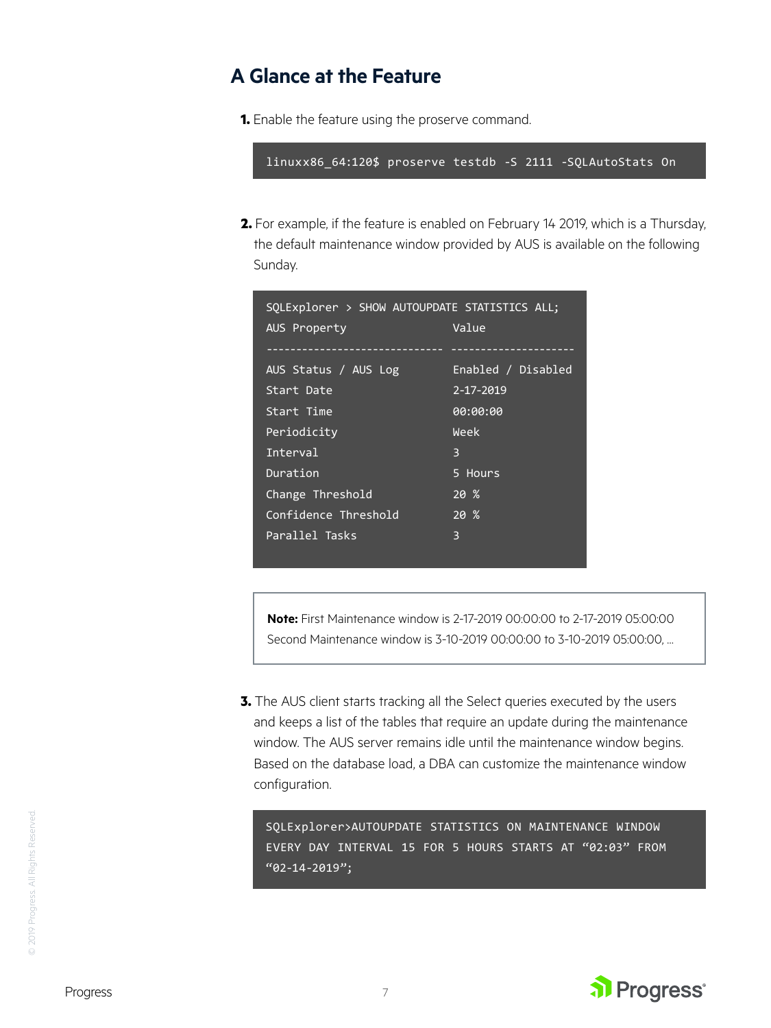## A Glance at the Feature

**1.** Enable the feature using the proserve command.

```
linuxx86_64:120$ proserve testdb -S 2111 -SQLAutoStats On
```

**2.** For example, if the feature is enabled on February 14 2019, which is a Thursday, the default maintenance window provided by AUS is available on the following Sunday.

```
SQLExplorer > SHOW AUTOUPDATE STATISTICS ALL;
AUS Property                  Value
----------------------------- --------------------
AUS Status / AUS Log          Enabled / Disabled
Start Date                    2-17-2019
Start Time                    00:00:00
Periodicity                   Week
Interval                      3
Duration                      5 Hours
Change Threshold              20 %
Confidence Threshold          20 %
Parallel Tasks                3
```

**Note:** First Maintenance window is 2-17-2019 00:00:00 to 2-17-2019 05:00:00 Second Maintenance window is 3-10-2019 00:00:00 to 3-10-2019 05:00:00, ...

**3.** The AUS client starts tracking all the Select queries executed by the users and keeps a list of the tables that require an update during the maintenance window. The AUS server remains idle until the maintenance window begins. Based on the database load, a DBA can customize the maintenance window configuration.

```
SQLExplorer>AUTOUPDATE STATISTICS ON MAINTENANCE WINDOW
EVERY DAY INTERVAL 15 FOR 5 HOURS STARTS AT “02:03” FROM
“02-14-2019”;
```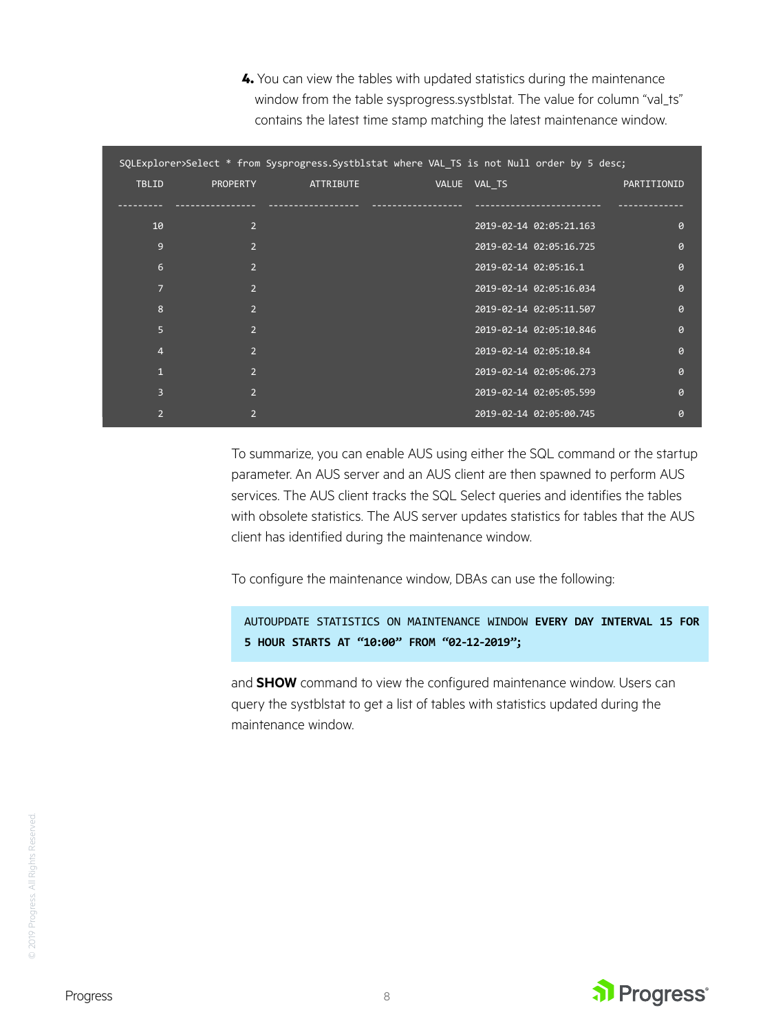4. You can view the tables with updated statistics during the maintenance window from the table sysprogress.systblstat. The value for column “val_ts” contains the latest time stamp matching the latest maintenance window.

```
SQLExplorer>Select * from Sysprogress.Systblstat where VAL_TS is not Null order by 5 desc;
    TBLID         PROPERTY         ATTRIBUTE              VALUE  VAL_TS                     PARTITIONID
---------  ---------------  -----------------  -----------------  ------------------------  ------------
       10                2                                        2019-02-14 02:05:21.163             0
        9                2                                        2019-02-14 02:05:16.725             0
        6                2                                        2019-02-14 02:05:16.1               0
        7                2                                        2019-02-14 02:05:16.034             0
        8                2                                        2019-02-14 02:05:11.507             0
        5                2                                        2019-02-14 02:05:10.846             0
        4                2                                        2019-02-14 02:05:10.84              0
        1                2                                        2019-02-14 02:05:06.273             0
        3                2                                        2019-02-14 02:05:05.599             0
        2                2                                        2019-02-14 02:05:00.745             0
```

To summarize, you can enable AUS using either the SQL command or the startup parameter. An AUS server and an AUS client are then spawned to perform AUS services. The AUS client tracks the SQL Select queries and identifies the tables with obsolete statistics. The AUS server updates statistics for tables that the AUS client has identified during the maintenance window.

To configure the maintenance window, DBAs can use the following:

```
AUTOUPDATE STATISTICS ON MAINTENANCE WINDOW EVERY DAY INTERVAL 15 FOR
5 HOUR STARTS AT “10:00” FROM “02-12-2019”;
```

and **SHOW** command to view the configured maintenance window. Users can query the systblstat to get a list of tables with statistics updated during the maintenance window.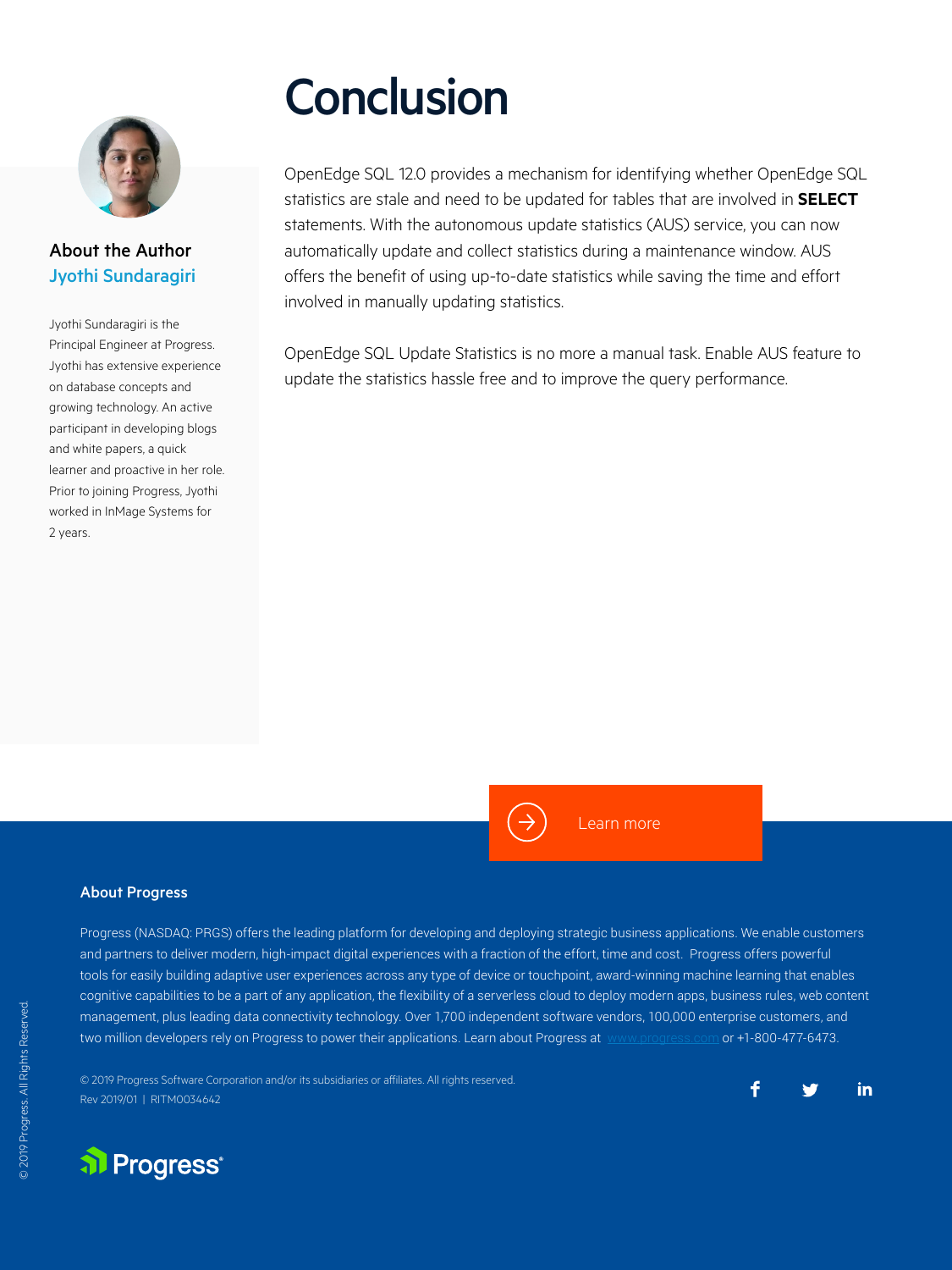# Conclusion

OpenEdge SQL 12.0 provides a mechanism for identifying whether OpenEdge SQL statistics are stale and need to be updated for tables that are involved in **SELECT** statements. With the autonomous update statistics (AUS) service, you can now automatically update and collect statistics during a maintenance window. AUS offers the benefit of using up-to-date statistics while saving the time and effort involved in manually updating statistics.

OpenEdge SQL Update Statistics is no more a manual task. Enable AUS feature to update the statistics hassle free and to improve the query performance.

**About the Author**
**Jyothi Sundaragiri**

Jyothi Sundaragiri is the Principal Engineer at Progress. Jyothi has extensive experience on database concepts and growing technology. An active participant in developing blogs and white papers, a quick learner and proactive in her role. Prior to joining Progress, Jyothi worked in InMage Systems for 2 years.

Learn more

**About Progress**

Progress (NASDAQ: PRGS) offers the leading platform for developing and deploying strategic business applications. We enable customers and partners to deliver modern, high-impact digital experiences with a fraction of the effort, time and cost. Progress offers powerful tools for easily building adaptive user experiences across any type of device or touchpoint, award-winning machine learning that enables cognitive capabilities to be a part of any application, the flexibility of a serverless cloud to deploy modern apps, business rules, web content management, plus leading data connectivity technology. Over 1,700 independent software vendors, 100,000 enterprise customers, and two million developers rely on Progress to power their applications. Learn about Progress at www.progress.com or +1-800-477-6473.

© 2019 Progress Software Corporation and/or its subsidiaries or affiliates. All rights reserved.
Rev 2019/01 | RITM0034642

© 2019 Progress. All Rights Reserved.